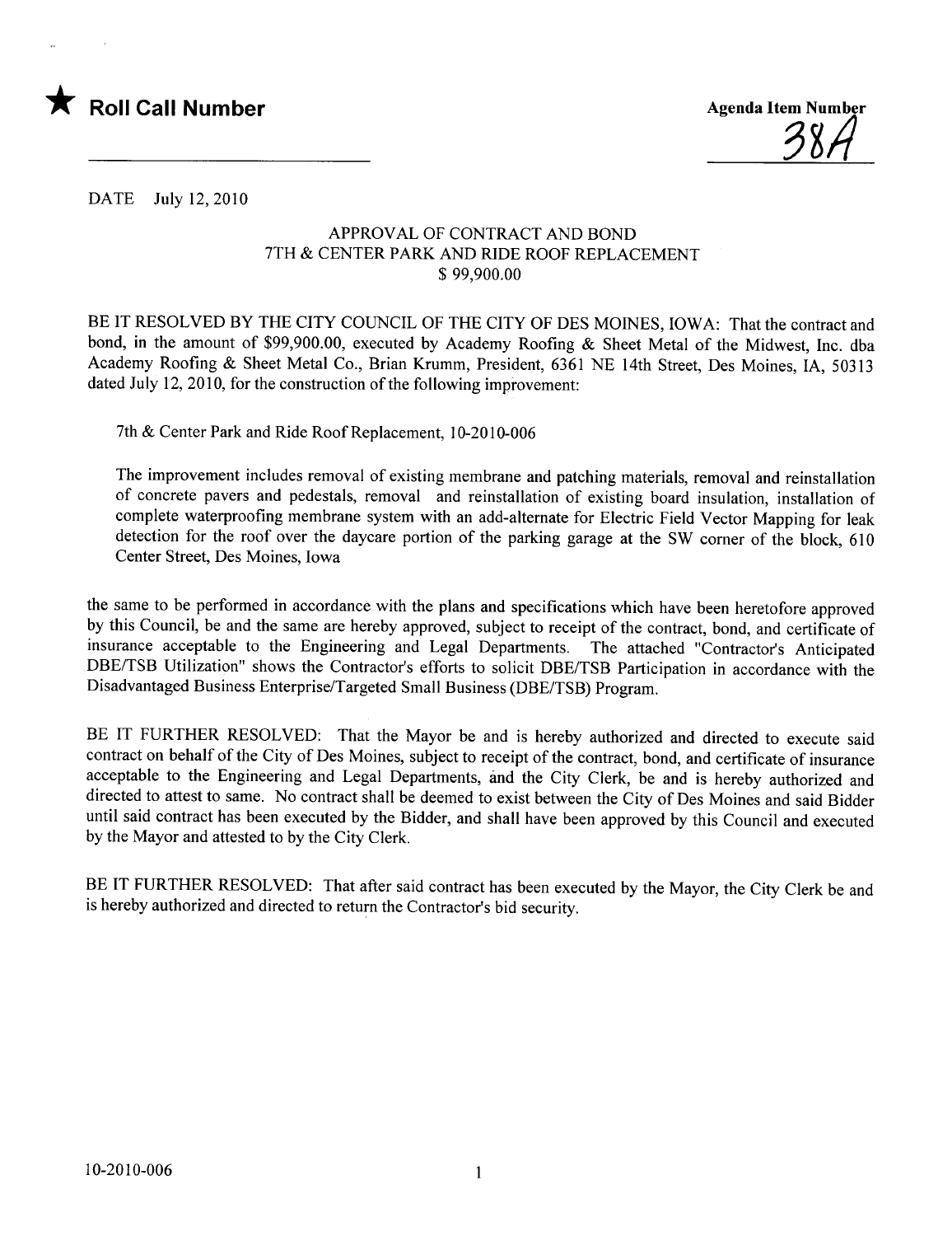★ **Roll Call Number**

**Agenda Item Number**

38A

DATE July 12, 2010

APPROVAL OF CONTRACT AND BOND
7TH & CENTER PARK AND RIDE ROOF REPLACEMENT
$ 99,900.00

BE IT RESOLVED BY THE CITY COUNCIL OF THE CITY OF DES MOINES, IOWA: That the contract and bond, in the amount of $99,900.00, executed by Academy Roofing & Sheet Metal of the Midwest, Inc. dba Academy Roofing & Sheet Metal Co., Brian Krumm, President, 6361 NE 14th Street, Des Moines, IA, 50313 dated July 12, 2010, for the construction of the following improvement:

7th & Center Park and Ride Roof Replacement, 10-2010-006

The improvement includes removal of existing membrane and patching materials, removal and reinstallation of concrete pavers and pedestals, removal and reinstallation of existing board insulation, installation of complete waterproofing membrane system with an add-alternate for Electric Field Vector Mapping for leak detection for the roof over the daycare portion of the parking garage at the SW corner of the block, 610 Center Street, Des Moines, Iowa

the same to be performed in accordance with the plans and specifications which have been heretofore approved by this Council, be and the same are hereby approved, subject to receipt of the contract, bond, and certificate of insurance acceptable to the Engineering and Legal Departments. The attached "Contractor's Anticipated DBE/TSB Utilization" shows the Contractor's efforts to solicit DBE/TSB Participation in accordance with the Disadvantaged Business Enterprise/Targeted Small Business (DBE/TSB) Program.

BE IT FURTHER RESOLVED: That the Mayor be and is hereby authorized and directed to execute said contract on behalf of the City of Des Moines, subject to receipt of the contract, bond, and certificate of insurance acceptable to the Engineering and Legal Departments, and the City Clerk, be and is hereby authorized and directed to attest to same. No contract shall be deemed to exist between the City of Des Moines and said Bidder until said contract has been executed by the Bidder, and shall have been approved by this Council and executed by the Mayor and attested to by the City Clerk.

BE IT FURTHER RESOLVED: That after said contract has been executed by the Mayor, the City Clerk be and is hereby authorized and directed to return the Contractor's bid security.

10-2010-006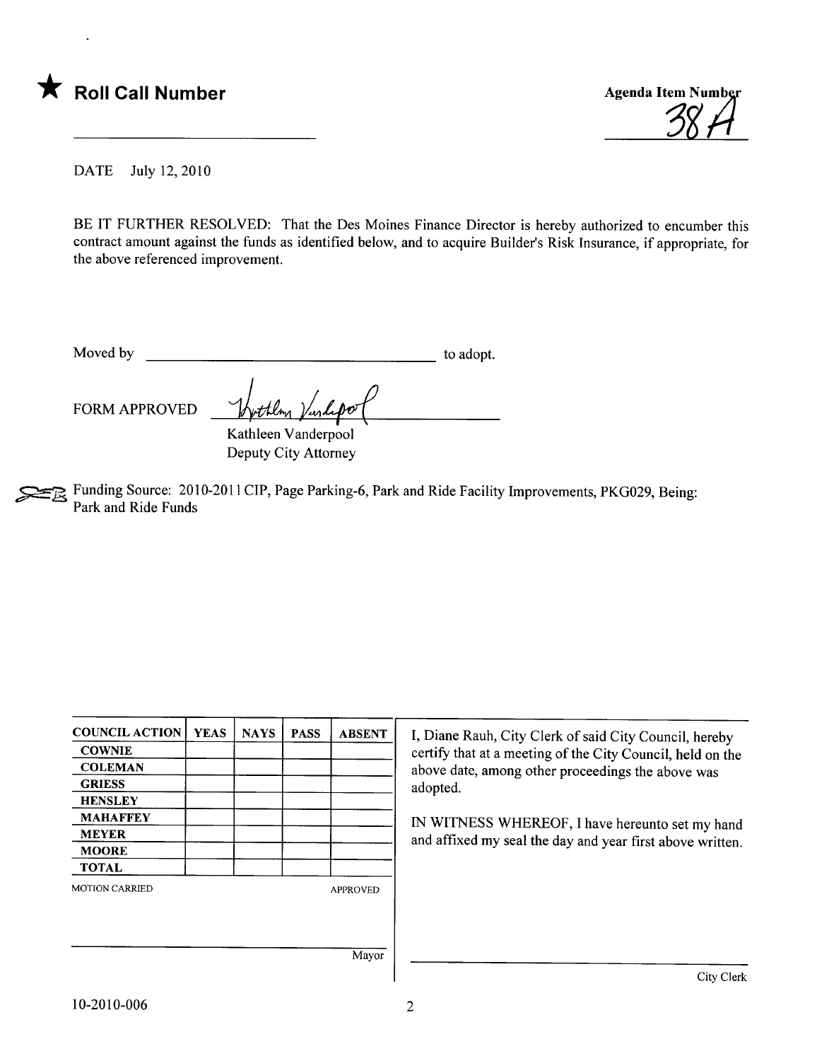★ **Roll Call Number**

Agenda Item Number
38A

DATE July 12, 2010

BE IT FURTHER RESOLVED: That the Des Moines Finance Director is hereby authorized to encumber this contract amount against the funds as identified below, and to acquire Builder's Risk Insurance, if appropriate, for the above referenced improvement.

Moved by ________________________________ to adopt.

FORM APPROVED Kathleen Vanderpool
Kathleen Vanderpool
Deputy City Attorney

Funding Source: 2010-2011 CIP, Page Parking-6, Park and Ride Facility Improvements, PKG029, Being: Park and Ride Funds

| COUNCIL ACTION | YEAS | NAYS | PASS | ABSENT |
|---|---|---|---|---|
| COWNIE | | | | |
| COLEMAN | | | | |
| GRIESS | | | | |
| HENSLEY | | | | |
| MAHAFFEY | | | | |
| MEYER | | | | |
| MOORE | | | | |
| TOTAL | | | | |

MOTION CARRIED APPROVED

________________________________
Mayor

I, Diane Rauh, City Clerk of said City Council, hereby certify that at a meeting of the City Council, held on the above date, among other proceedings the above was adopted.

IN WITNESS WHEREOF, I have hereunto set my hand and affixed my seal the day and year first above written.

________________________________
City Clerk

10-2010-006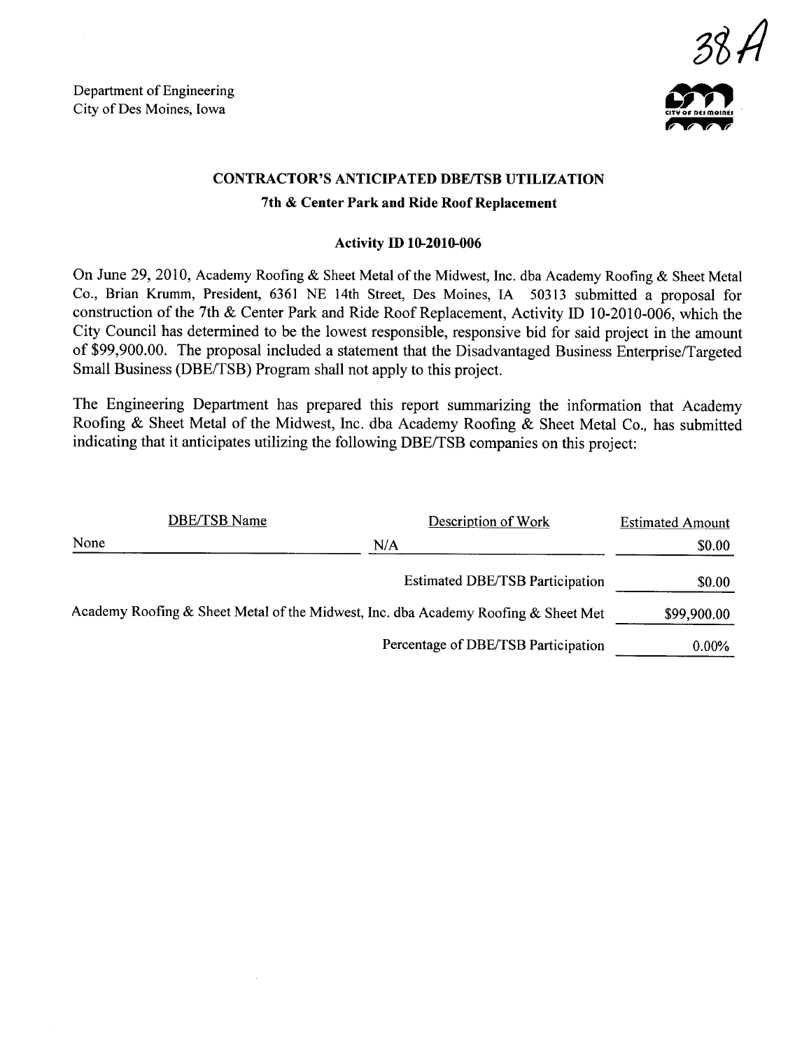38A

Department of Engineering
City of Des Moines, Iowa

## CONTRACTOR'S ANTICIPATED DBE/TSB UTILIZATION

### 7th & Center Park and Ride Roof Replacement

**Activity ID 10-2010-006**

On June 29, 2010, Academy Roofing & Sheet Metal of the Midwest, Inc. dba Academy Roofing & Sheet Metal Co., Brian Krumm, President, 6361 NE 14th Street, Des Moines, IA 50313 submitted a proposal for construction of the 7th & Center Park and Ride Roof Replacement, Activity ID 10-2010-006, which the City Council has determined to be the lowest responsible, responsive bid for said project in the amount of $99,900.00. The proposal included a statement that the Disadvantaged Business Enterprise/Targeted Small Business (DBE/TSB) Program shall not apply to this project.

The Engineering Department has prepared this report summarizing the information that Academy Roofing & Sheet Metal of the Midwest, Inc. dba Academy Roofing & Sheet Metal Co., has submitted indicating that it anticipates utilizing the following DBE/TSB companies on this project:

| DBE/TSB Name | Description of Work | Estimated Amount |
| --- | --- | --- |
| None | N/A | $0.00 |
| | Estimated DBE/TSB Participation | $0.00 |
| Academy Roofing & Sheet Metal of the Midwest, Inc. dba Academy Roofing & Sheet Met | | $99,900.00 |
| | Percentage of DBE/TSB Participation | 0.00% |